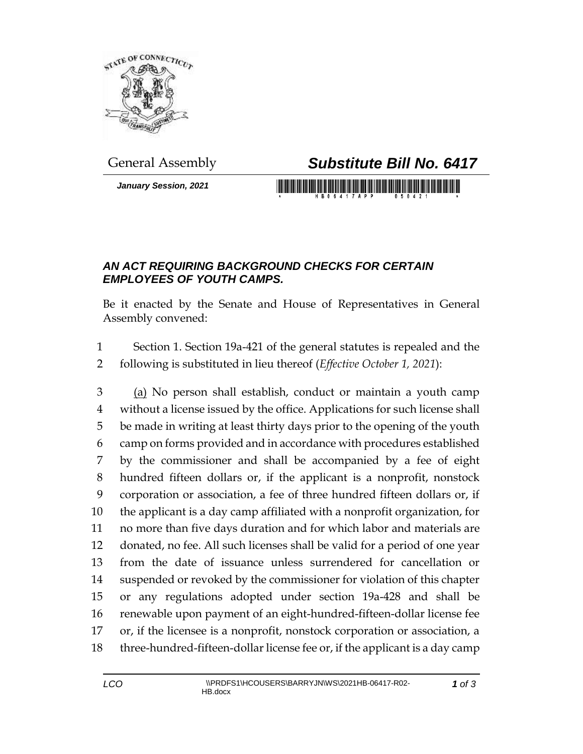General Assembly

# *Substitute Bill No. 6417*

***January Session, 2021***

## *AN ACT REQUIRING BACKGROUND CHECKS FOR CERTAIN EMPLOYEES OF YOUTH CAMPS.*

Be it enacted by the Senate and House of Representatives in General Assembly convened:

1 Section 1. Section 19a-421 of the general statutes is repealed and the
2 following is substituted in lieu thereof (*Effective October 1, 2021*):

3 (a) No person shall establish, conduct or maintain a youth camp
4 without a license issued by the office. Applications for such license shall
5 be made in writing at least thirty days prior to the opening of the youth
6 camp on forms provided and in accordance with procedures established
7 by the commissioner and shall be accompanied by a fee of eight
8 hundred fifteen dollars or, if the applicant is a nonprofit, nonstock
9 corporation or association, a fee of three hundred fifteen dollars or, if
10 the applicant is a day camp affiliated with a nonprofit organization, for
11 no more than five days duration and for which labor and materials are
12 donated, no fee. All such licenses shall be valid for a period of one year
13 from the date of issuance unless surrendered for cancellation or
14 suspended or revoked by the commissioner for violation of this chapter
15 or any regulations adopted under section 19a-428 and shall be
16 renewable upon payment of an eight-hundred-fifteen-dollar license fee
17 or, if the licensee is a nonprofit, nonstock corporation or association, a
18 three-hundred-fifteen-dollar license fee or, if the applicant is a day camp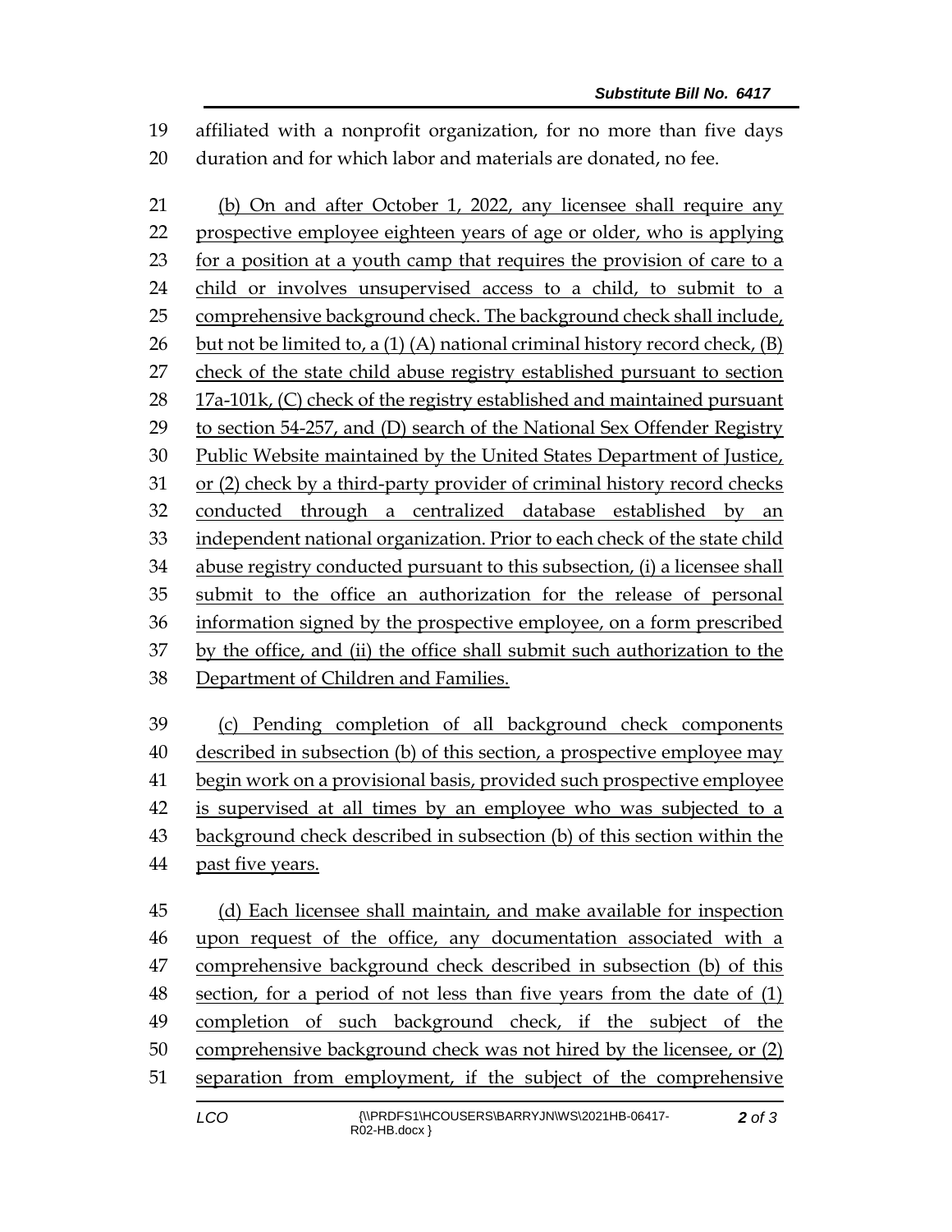affiliated with a nonprofit organization, for no more than five days duration and for which labor and materials are donated, no fee.

(b) On and after October 1, 2022, any licensee shall require any prospective employee eighteen years of age or older, who is applying for a position at a youth camp that requires the provision of care to a child or involves unsupervised access to a child, to submit to a comprehensive background check. The background check shall include, but not be limited to, a (1) (A) national criminal history record check, (B) check of the state child abuse registry established pursuant to section 17a-101k, (C) check of the registry established and maintained pursuant to section 54-257, and (D) search of the National Sex Offender Registry Public Website maintained by the United States Department of Justice, or (2) check by a third-party provider of criminal history record checks conducted through a centralized database established by an independent national organization. Prior to each check of the state child abuse registry conducted pursuant to this subsection, (i) a licensee shall submit to the office an authorization for the release of personal information signed by the prospective employee, on a form prescribed by the office, and (ii) the office shall submit such authorization to the Department of Children and Families.

(c) Pending completion of all background check components described in subsection (b) of this section, a prospective employee may begin work on a provisional basis, provided such prospective employee is supervised at all times by an employee who was subjected to a background check described in subsection (b) of this section within the past five years.

(d) Each licensee shall maintain, and make available for inspection upon request of the office, any documentation associated with a comprehensive background check described in subsection (b) of this section, for a period of not less than five years from the date of (1) completion of such background check, if the subject of the comprehensive background check was not hired by the licensee, or (2) separation from employment, if the subject of the comprehensive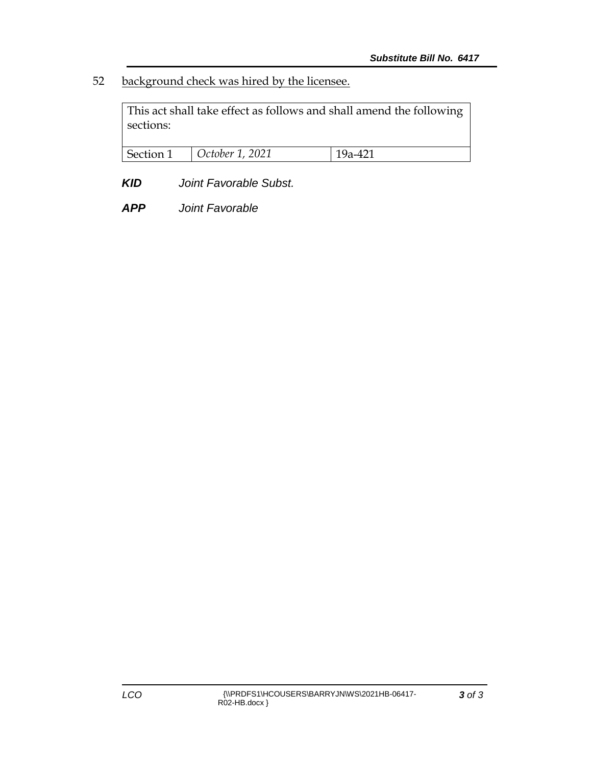52 background check was hired by the licensee.

| This act shall take effect as follows and shall amend the following sections: | | |
| --- | --- | --- |
| Section 1 | *October 1, 2021* | 19a-421 |

***KID*** *Joint Favorable Subst.*

***APP*** *Joint Favorable*